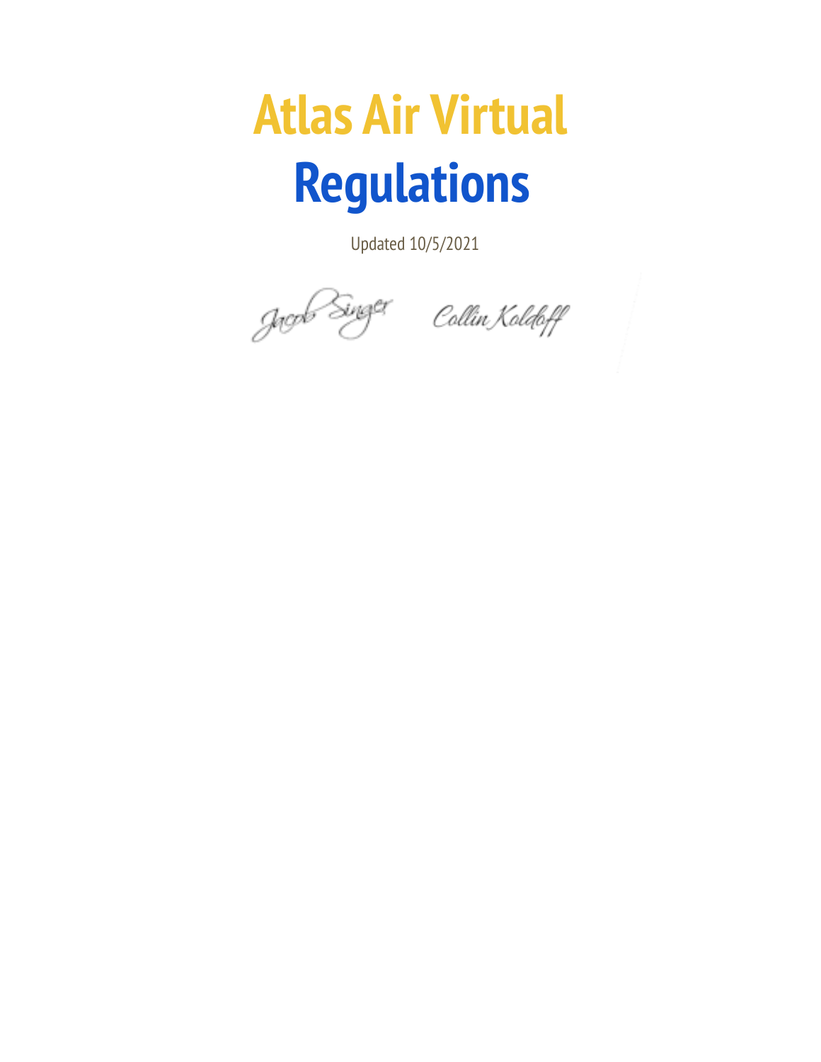# Atlas Air Virtual
# Regulations

Updated 10/5/2021

*Jacob Singer* *Collin Koldoff*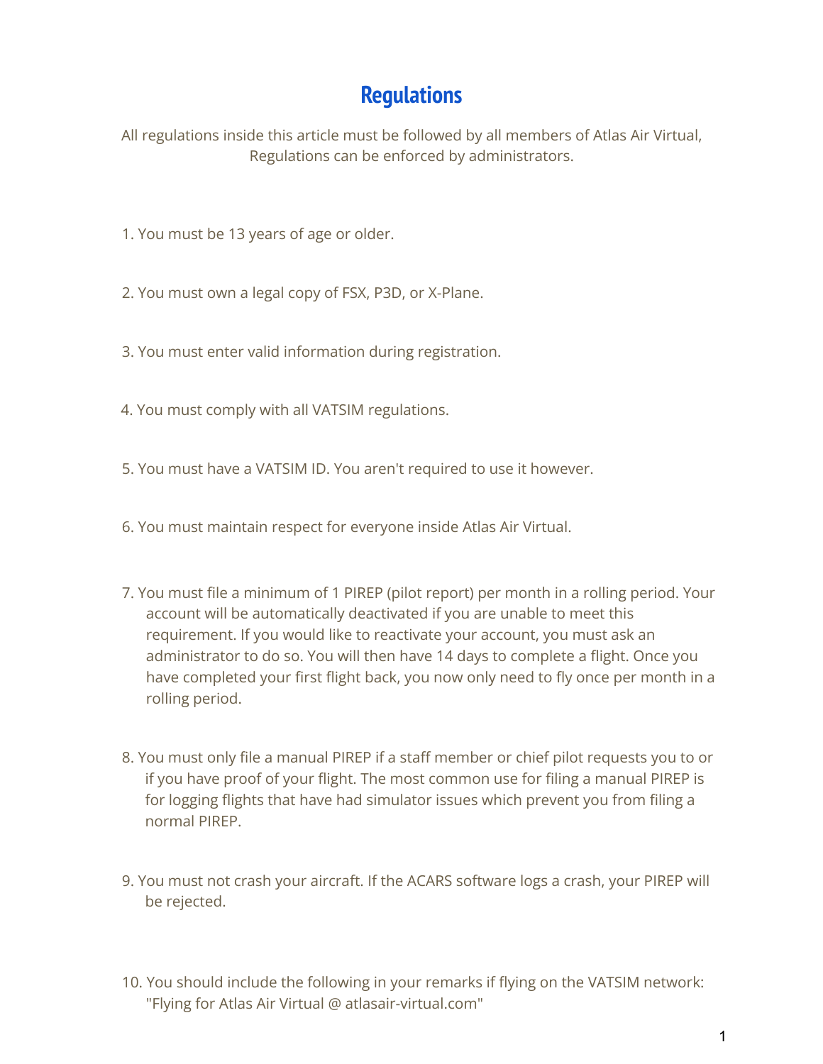# Regulations

All regulations inside this article must be followed by all members of Atlas Air Virtual, Regulations can be enforced by administrators.

1. You must be 13 years of age or older.

2. You must own a legal copy of FSX, P3D, or X-Plane.

3. You must enter valid information during registration.

4. You must comply with all VATSIM regulations.

5. You must have a VATSIM ID. You aren't required to use it however.

6. You must maintain respect for everyone inside Atlas Air Virtual.

7. You must file a minimum of 1 PIREP (pilot report) per month in a rolling period. Your account will be automatically deactivated if you are unable to meet this requirement. If you would like to reactivate your account, you must ask an administrator to do so. You will then have 14 days to complete a flight. Once you have completed your first flight back, you now only need to fly once per month in a rolling period.

8. You must only file a manual PIREP if a staff member or chief pilot requests you to or if you have proof of your flight. The most common use for filing a manual PIREP is for logging flights that have had simulator issues which prevent you from filing a normal PIREP.

9. You must not crash your aircraft. If the ACARS software logs a crash, your PIREP will be rejected.

10. You should include the following in your remarks if flying on the VATSIM network: "Flying for Atlas Air Virtual @ atlasair-virtual.com"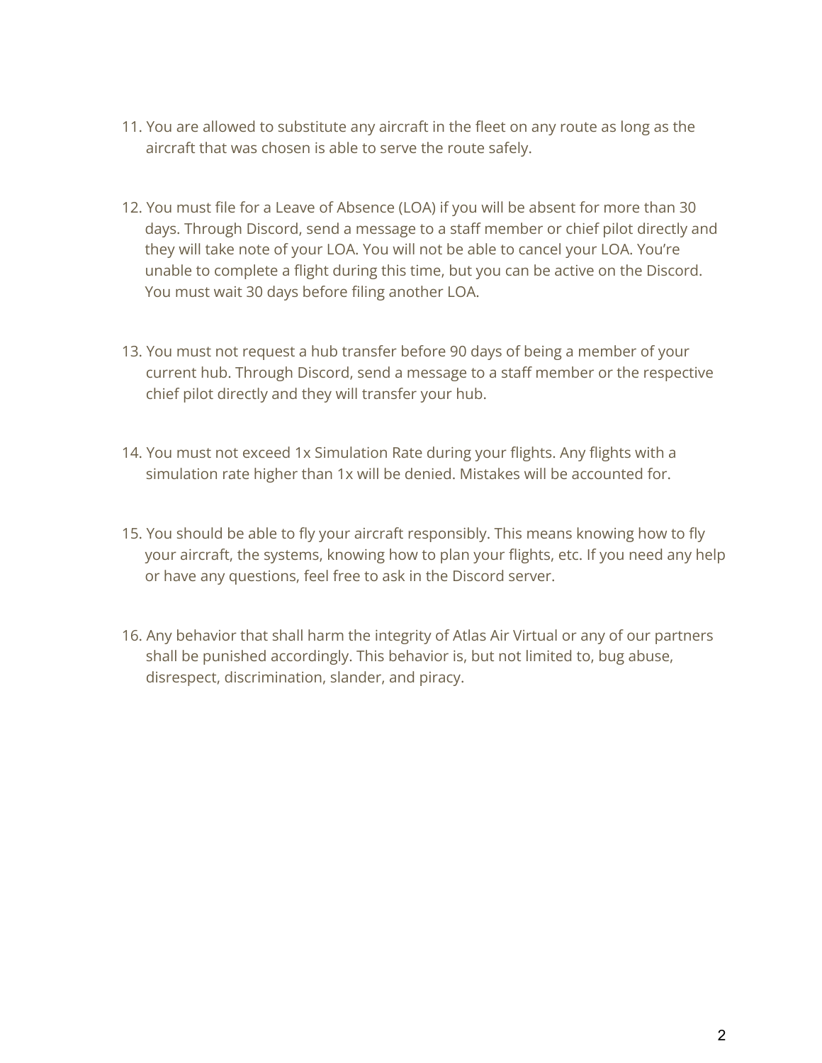11. You are allowed to substitute any aircraft in the fleet on any route as long as the aircraft that was chosen is able to serve the route safely.

12. You must file for a Leave of Absence (LOA) if you will be absent for more than 30 days. Through Discord, send a message to a staff member or chief pilot directly and they will take note of your LOA. You will not be able to cancel your LOA. You're unable to complete a flight during this time, but you can be active on the Discord. You must wait 30 days before filing another LOA.

13. You must not request a hub transfer before 90 days of being a member of your current hub. Through Discord, send a message to a staff member or the respective chief pilot directly and they will transfer your hub.

14. You must not exceed 1x Simulation Rate during your flights. Any flights with a simulation rate higher than 1x will be denied. Mistakes will be accounted for.

15. You should be able to fly your aircraft responsibly. This means knowing how to fly your aircraft, the systems, knowing how to plan your flights, etc. If you need any help or have any questions, feel free to ask in the Discord server.

16. Any behavior that shall harm the integrity of Atlas Air Virtual or any of our partners shall be punished accordingly. This behavior is, but not limited to, bug abuse, disrespect, discrimination, slander, and piracy.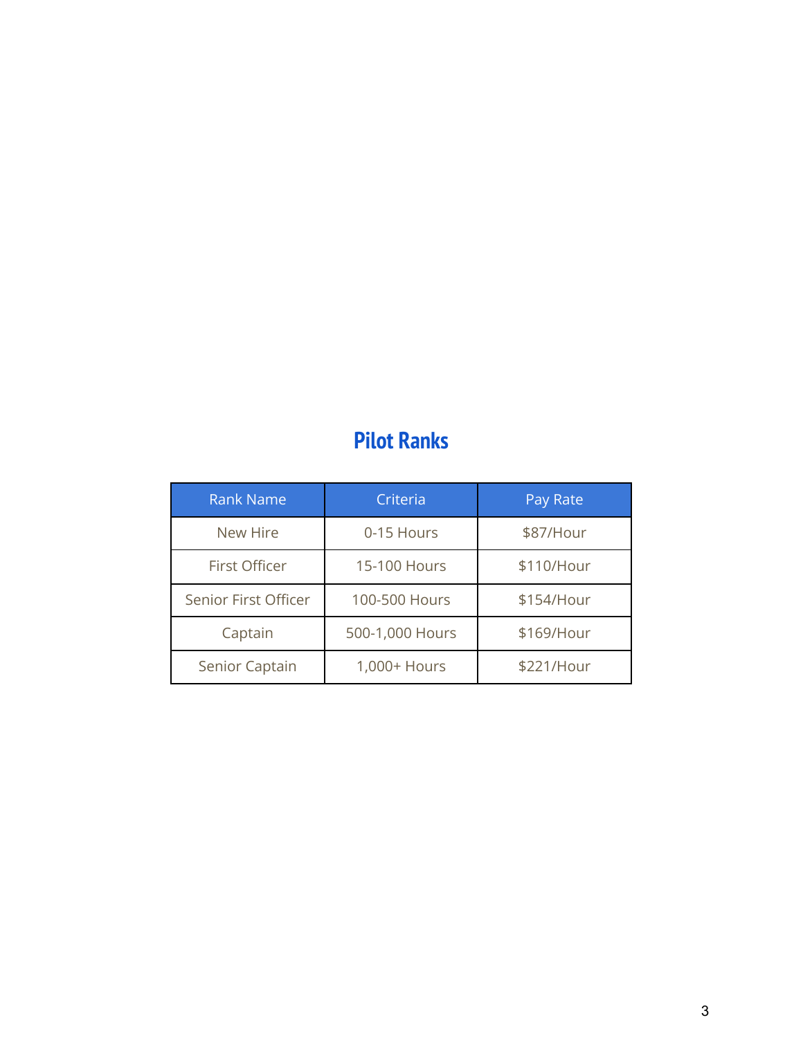## Pilot Ranks

| Rank Name | Criteria | Pay Rate |
|---|---|---|
| New Hire | 0-15 Hours | $87/Hour |
| First Officer | 15-100 Hours | $110/Hour |
| Senior First Officer | 100-500 Hours | $154/Hour |
| Captain | 500-1,000 Hours | $169/Hour |
| Senior Captain | 1,000+ Hours | $221/Hour |